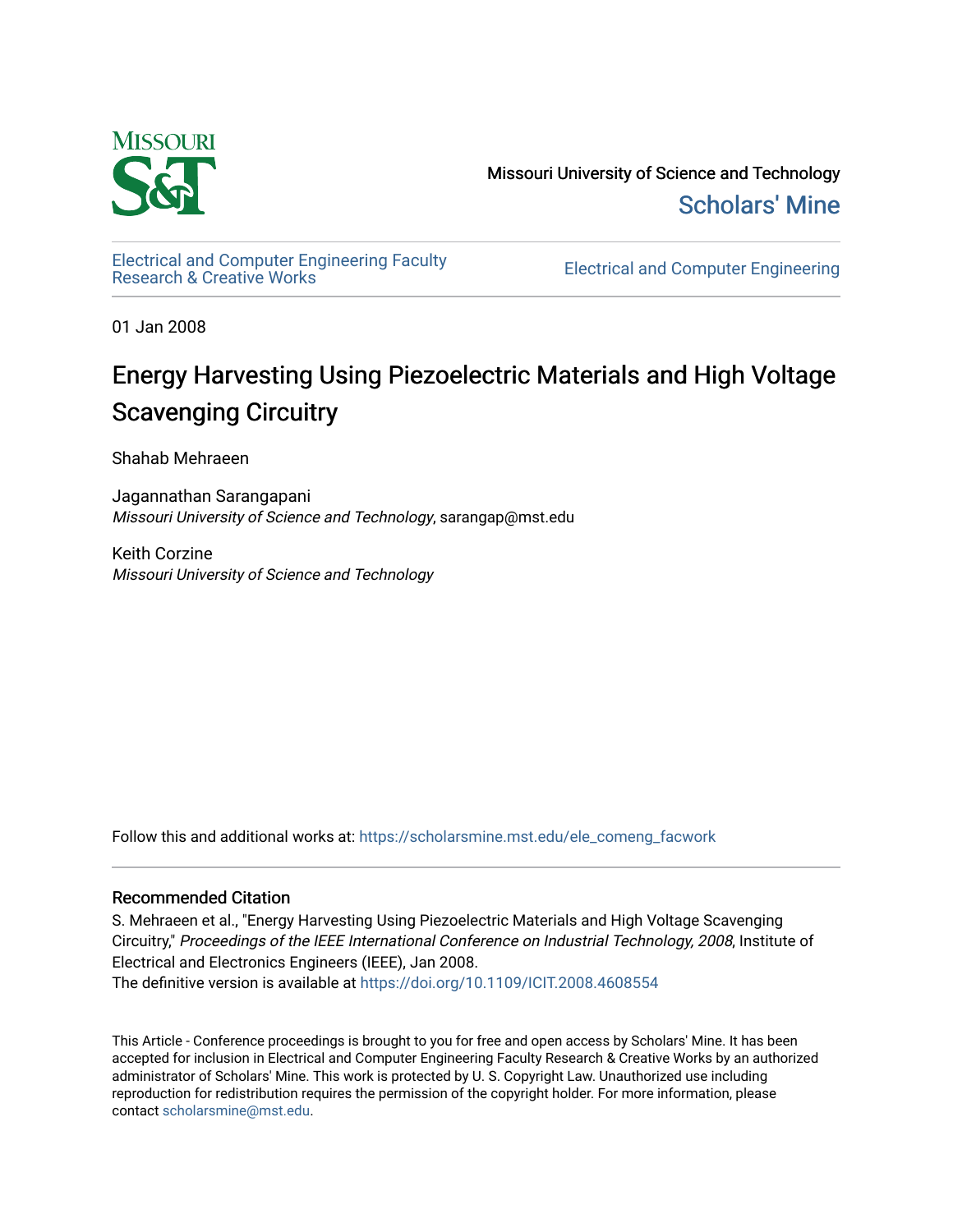Missouri University of Science and Technology

Scholars' Mine

Electrical and Computer Engineering Faculty Research & Creative Works

Electrical and Computer Engineering

01 Jan 2008

# Energy Harvesting Using Piezoelectric Materials and High Voltage Scavenging Circuitry

Shahab Mehraeen

Jagannathan Sarangapani
*Missouri University of Science and Technology*, sarangap@mst.edu

Keith Corzine
*Missouri University of Science and Technology*

Follow this and additional works at: https://scholarsmine.mst.edu/ele_comeng_facwork

## Recommended Citation

S. Mehraeen et al., "Energy Harvesting Using Piezoelectric Materials and High Voltage Scavenging Circuitry," *Proceedings of the IEEE International Conference on Industrial Technology, 2008*, Institute of Electrical and Electronics Engineers (IEEE), Jan 2008.
The definitive version is available at https://doi.org/10.1109/ICIT.2008.4608554

This Article - Conference proceedings is brought to you for free and open access by Scholars' Mine. It has been accepted for inclusion in Electrical and Computer Engineering Faculty Research & Creative Works by an authorized administrator of Scholars' Mine. This work is protected by U. S. Copyright Law. Unauthorized use including reproduction for redistribution requires the permission of the copyright holder. For more information, please contact scholarsmine@mst.edu.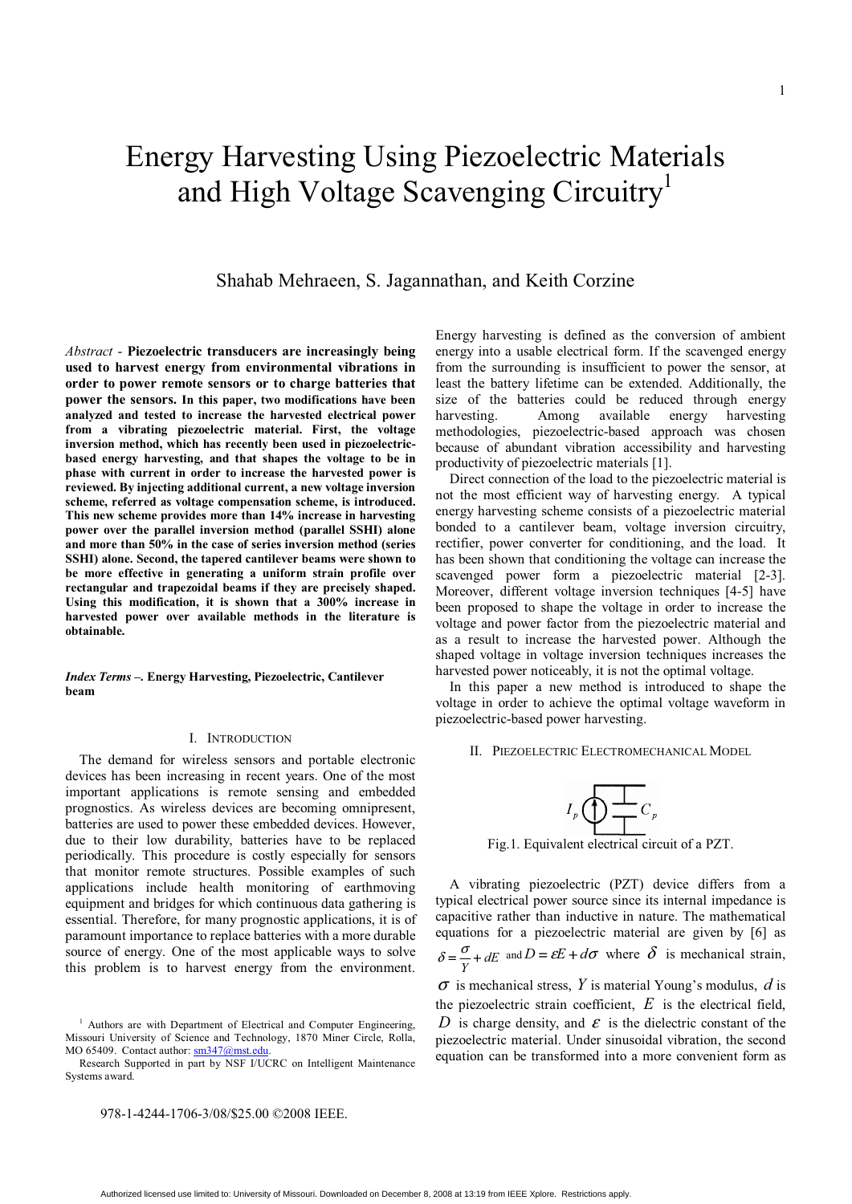# Energy Harvesting Using Piezoelectric Materials and High Voltage Scavenging Circuitry[1]

Shahab Mehraeen, S. Jagannathan, and Keith Corzine

*Abstract* - **Piezoelectric transducers are increasingly being used to harvest energy from environmental vibrations in order to power remote sensors or to charge batteries that power the sensors. In this paper, two modifications have been analyzed and tested to increase the harvested electrical power from a vibrating piezoelectric material. First, the voltage inversion method, which has recently been used in piezoelectric-based energy harvesting, and that shapes the voltage to be in phase with current in order to increase the harvested power is reviewed. By injecting additional current, a new voltage inversion scheme, referred as voltage compensation scheme, is introduced. This new scheme provides more than 14% increase in harvesting power over the parallel inversion method (parallel SSHI) alone and more than 50% in the case of series inversion method (series SSHI) alone. Second, the tapered cantilever beams were shown to be more effective in generating a uniform strain profile over rectangular and trapezoidal beams if they are precisely shaped. Using this modification, it is shown that a 300% increase in harvested power over available methods in the literature is obtainable.**

***Index Terms* –. Energy Harvesting, Piezoelectric, Cantilever beam**

## I. Introduction

The demand for wireless sensors and portable electronic devices has been increasing in recent years. One of the most important applications is remote sensing and embedded prognostics. As wireless devices are becoming omnipresent, batteries are used to power these embedded devices. However, due to their low durability, batteries have to be replaced periodically. This procedure is costly especially for sensors that monitor remote structures. Possible examples of such applications include health monitoring of earthmoving equipment and bridges for which continuous data gathering is essential. Therefore, for many prognostic applications, it is of paramount importance to replace batteries with a more durable source of energy. One of the most applicable ways to solve this problem is to harvest energy from the environment. Energy harvesting is defined as the conversion of ambient energy into a usable electrical form. If the scavenged energy from the surrounding is insufficient to power the sensor, at least the battery lifetime can be extended. Additionally, the size of the batteries could be reduced through energy harvesting. Among available energy harvesting methodologies, piezoelectric-based approach was chosen because of abundant vibration accessibility and harvesting productivity of piezoelectric materials [1].

Direct connection of the load to the piezoelectric material is not the most efficient way of harvesting energy. A typical energy harvesting scheme consists of a piezoelectric material bonded to a cantilever beam, voltage inversion circuitry, rectifier, power converter for conditioning, and the load. It has been shown that conditioning the voltage can increase the scavenged power form a piezoelectric material [2-3]. Moreover, different voltage inversion techniques [4-5] have been proposed to shape the voltage in order to increase the voltage and power factor from the piezoelectric material and as a result to increase the harvested power. Although the shaped voltage in voltage inversion techniques increases the harvested power noticeably, it is not the optimal voltage.

In this paper a new method is introduced to shape the voltage in order to achieve the optimal voltage waveform in piezoelectric-based power harvesting.

## II. Piezoelectric Electromechanical Model

Fig.1. Equivalent electrical circuit of a PZT.

A vibrating piezoelectric (PZT) device differs from a typical electrical power source since its internal impedance is capacitive rather than inductive in nature. The mathematical equations for a piezoelectric material are given by [6] as $\delta = \frac{\sigma}{Y} + dE$ and $D = \varepsilon E + d\sigma$ where $\delta$ is mechanical strain, $\sigma$ is mechanical stress, $Y$ is material Young's modulus, $d$ is the piezoelectric strain coefficient, $E$ is the electrical field, $D$ is charge density, and $\varepsilon$ is the dielectric constant of the piezoelectric material. Under sinusoidal vibration, the second equation can be transformed into a more convenient form as

[1] Authors are with Department of Electrical and Computer Engineering, Missouri University of Science and Technology, 1870 Miner Circle, Rolla, MO 65409. Contact author: sm347@mst.edu.

Research Supported in part by NSF I/UCRC on Intelligent Maintenance Systems award.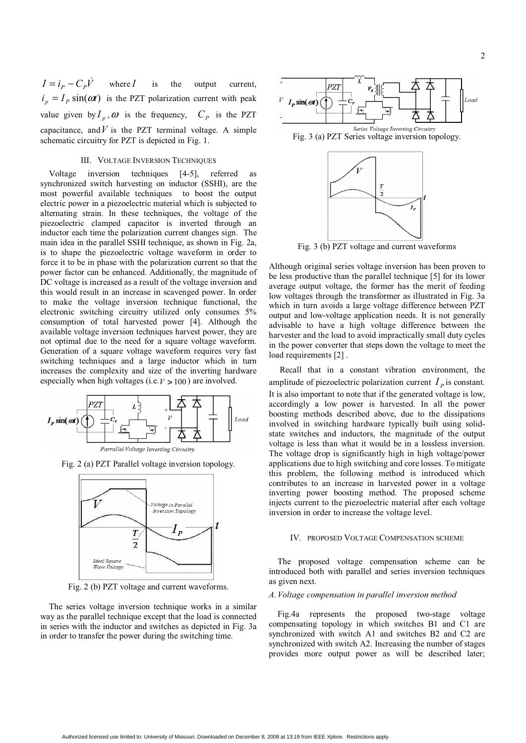$I = i_P - C_P\dot{V}$ where $I$ is the output current, $i_p = I_P \sin(\omega t)$ is the PZT polarization current with peak value given by $I_p$, $\omega$ is the frequency, $C_P$ is the PZT capacitance, and $V$ is the PZT terminal voltage. A simple schematic circuitry for PZT is depicted in Fig. 1.

## III. Voltage Inversion Techniques

Voltage inversion techniques [4-5], referred as synchronized switch harvesting on inductor (SSHI), are the most powerful available techniques to boost the output electric power in a piezoelectric material which is subjected to alternating strain. In these techniques, the voltage of the piezoelectric clamped capacitor is inverted through an inductor each time the polarization current changes sign. The main idea in the parallel SSHI technique, as shown in Fig. 2a, is to shape the piezoelectric voltage waveform in order to force it to be in phase with the polarization current so that the power factor can be enhanced. Additionally, the magnitude of DC voltage is increased as a result of the voltage inversion and this would result in an increase in scavenged power. In order to make the voltage inversion technique functional, the electronic switching circuitry utilized only consumes 5% consumption of total harvested power [4]. Although the available voltage inversion techniques harvest power, they are not optimal due to the need for a square voltage waveform. Generation of a square voltage waveform requires very fast switching techniques and a large inductor which in turn increases the complexity and size of the inverting hardware especially when high voltages (i.e. $V > 100$) are involved.

Fig. 2 (a) PZT Parallel voltage inversion topology.

Fig. 2 (b) PZT voltage and current waveforms.

The series voltage inversion technique works in a similar way as the parallel technique except that the load is connected in series with the inductor and switches as depicted in Fig. 3a in order to transfer the power during the switching time.

Fig. 3 (a) PZT Series voltage inversion topology.

Fig. 3 (b) PZT voltage and current waveforms

Although original series voltage inversion has been proven to be less productive than the parallel technique [5] for its lower average output voltage, the former has the merit of feeding low voltages through the transformer as illustrated in Fig. 3a which in turn avoids a large voltage difference between PZT output and low-voltage application needs. It is not generally advisable to have a high voltage difference between the harvester and the load to avoid impractically small duty cycles in the power converter that steps down the voltage to meet the load requirements [2] .

Recall that in a constant vibration environment, the amplitude of piezoelectric polarization current $I_P$ is constant. It is also important to note that if the generated voltage is low, accordingly a low power is harvested. In all the power boosting methods described above, due to the dissipations involved in switching hardware typically built using solid-state switches and inductors, the magnitude of the output voltage is less than what it would be in a lossless inversion. The voltage drop is significantly high in high voltage/power applications due to high switching and core losses. To mitigate this problem, the following method is introduced which contributes to an increase in harvested power in a voltage inverting power boosting method. The proposed scheme injects current to the piezoelectric material after each voltage inversion in order to increase the voltage level.

## IV. Proposed Voltage Compensation Scheme

The proposed voltage compensation scheme can be introduced both with parallel and series inversion techniques as given next.

### A. Voltage compensation in parallel inversion method

Fig.4a represents the proposed two-stage voltage compensating topology in which switches B1 and C1 are synchronized with switch A1 and switches B2 and C2 are synchronized with switch A2. Increasing the number of stages provides more output power as will be described later;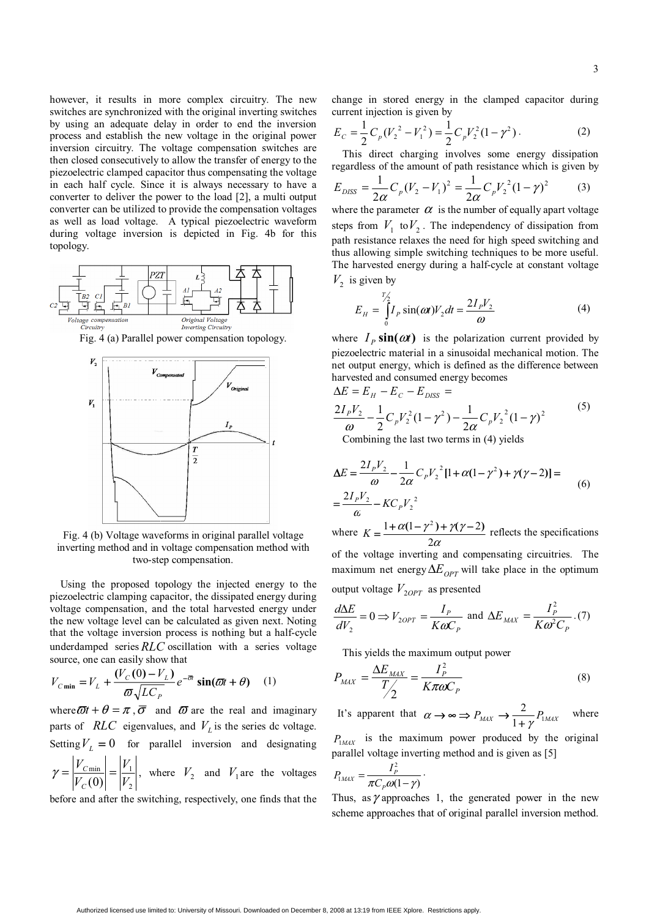however, it results in more complex circuitry. The new switches are synchronized with the original inverting switches by using an adequate delay in order to end the inversion process and establish the new voltage in the original power inversion circuitry. The voltage compensation switches are then closed consecutively to allow the transfer of energy to the piezoelectric clamped capacitor thus compensating the voltage in each half cycle. Since it is always necessary to have a converter to deliver the power to the load [2], a multi output converter can be utilized to provide the compensation voltages as well as load voltage. A typical piezoelectric waveform during voltage inversion is depicted in Fig. 4b for this topology.

Fig. 4 (a) Parallel power compensation topology.

Fig. 4 (b) Voltage waveforms in original parallel voltage inverting method and in voltage compensation method with two-step compensation.

Using the proposed topology the injected energy to the piezoelectric clamping capacitor, the dissipated energy during voltage compensation, and the total harvested energy under the new voltage level can be calculated as given next. Noting that the voltage inversion process is nothing but a half-cycle underdamped series $RLC$ oscillation with a series voltage source, one can easily show that

$$V_{C\min} = V_L + \frac{(V_C(0) - V_L)}{\varpi\sqrt{LC_P}} e^{-\bar{\sigma}t} \sin(\varpi t + \theta) \quad (1)$$

where $\varpi t + \theta = \pi$, $\bar{\sigma}$ and $\varpi$ are the real and imaginary parts of $RLC$ eigenvalues, and $V_L$ is the series dc voltage. Setting $V_L = 0$ for parallel inversion and designating $\gamma = \left|\frac{V_{C\min}}{V_C(0)}\right| = \left|\frac{V_1}{V_2}\right|$, where $V_2$ and $V_1$ are the voltages before and after the switching, respectively, one finds that the change in stored energy in the clamped capacitor during current injection is given by

$$E_C = \frac{1}{2}C_p(V_2^2 - V_1^2) = \frac{1}{2}C_p V_2^2(1-\gamma^2). \quad (2)$$

This direct charging involves some energy dissipation regardless of the amount of path resistance which is given by

$$E_{DISS} = \frac{1}{2\alpha}C_p(V_2 - V_1)^2 = \frac{1}{2\alpha}C_p V_2^2(1-\gamma)^2 \quad (3)$$

where the parameter $\alpha$ is the number of equally apart voltage steps from $V_1$ to $V_2$. The independency of dissipation from path resistance relaxes the need for high speed switching and thus allowing simple switching techniques to be more useful. The harvested energy during a half-cycle at constant voltage $V_2$ is given by

$$E_H = \int_0^{T/2} I_P \sin(\omega t) V_2 dt = \frac{2I_P V_2}{\omega} \quad (4)$$

where $I_P \sin(\omega t)$ is the polarization current provided by piezoelectric material in a sinusoidal mechanical motion. The net output energy, which is defined as the difference between harvested and consumed energy becomes

$$\Delta E = E_H - E_C - E_{DISS} = \frac{2I_P V_2}{\omega} - \frac{1}{2}C_p V_2^2(1-\gamma^2) - \frac{1}{2\alpha}C_p V_2^2(1-\gamma)^2 \quad (5)$$

Combining the last two terms in (4) yields

$$\Delta E = \frac{2I_P V_2}{\omega} - \frac{1}{2\alpha}C_P V_2^2[1 + \alpha(1-\gamma^2) + \gamma(\gamma-2)] = \frac{2I_P V_2}{\omega} - KC_P V_2^2 \quad (6)$$

where $K = \frac{1 + \alpha(1-\gamma^2) + \gamma(\gamma-2)}{2\alpha}$ reflects the specifications of the voltage inverting and compensating circuitries. The maximum net energy $\Delta E_{OPT}$ will take place in the optimum output voltage $V_{2OPT}$ as presented

$$\frac{d\Delta E}{dV_2} = 0 \Rightarrow V_{2OPT} = \frac{I_P}{K\omega C_P} \text{ and } \Delta E_{MAX} = \frac{I_P^2}{K\omega^2 C_P}. \quad (7)$$

This yields the maximum output power

$$P_{MAX} = \frac{\Delta E_{MAX}}{T/2} = \frac{I_P^2}{K\pi\omega C_P} \quad (8)$$

It's apparent that $\alpha \to \infty \Rightarrow P_{MAX} \to \frac{2}{1+\gamma}P_{1MAX}$ where $P_{1MAX}$ is the maximum power produced by the original parallel voltage inverting method and is given as [5]

$$P_{1MAX} = \frac{I_P^2}{\pi C_P \omega(1-\gamma)}.$$

Thus, as $\gamma$ approaches 1, the generated power in the new scheme approaches that of original parallel inversion method.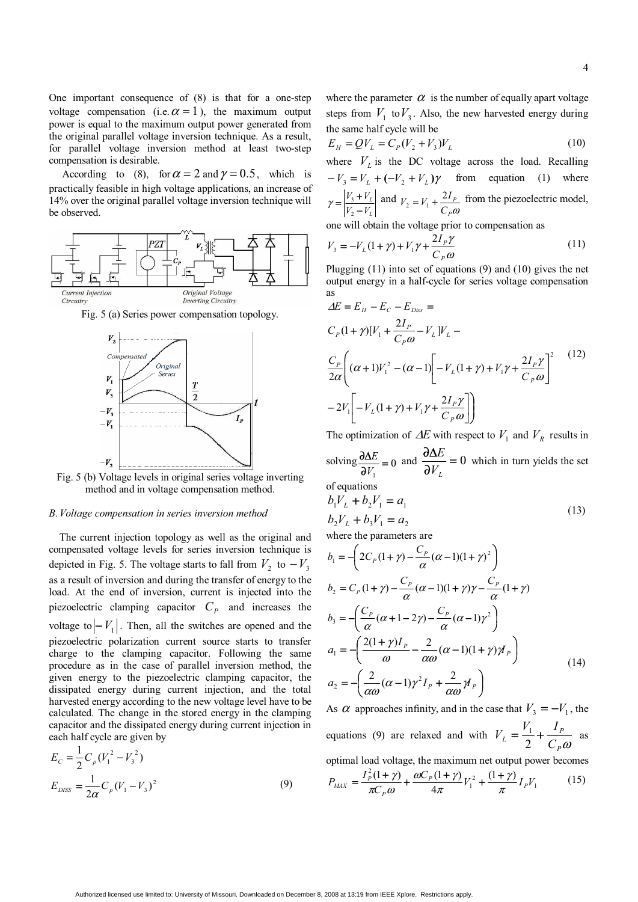One important consequence of (8) is that for a one-step voltage compensation (i.e. $\alpha = 1$), the maximum output power is equal to the maximum output power generated from the original parallel voltage inversion technique. As a result, for parallel voltage inversion method at least two-step compensation is desirable.

According to (8), for $\alpha = 2$ and $\gamma = 0.5$, which is practically feasible in high voltage applications, an increase of 14% over the original parallel voltage inversion technique will be observed.

Fig. 5 (a) Series power compensation topology.

Fig. 5 (b) Voltage levels in original series voltage inverting method and in voltage compensation method.

### B. Voltage compensation in series inversion method

The current injection topology as well as the original and compensated voltage levels for series inversion technique is depicted in Fig. 5. The voltage starts to fall from $V_2$ to $-V_3$ as a result of inversion and during the transfer of energy to the load. At the end of inversion, current is injected into the piezoelectric clamping capacitor $C_P$ and increases the voltage to $|-V_1|$. Then, all the switches are opened and the piezoelectric polarization current source starts to transfer charge to the clamping capacitor. Following the same procedure as in the case of parallel inversion method, the given energy to the piezoelectric clamping capacitor, the dissipated energy during current injection, and the total harvested energy according to the new voltage level have to be calculated. The change in the stored energy in the clamping capacitor and the dissipated energy during current injection in each half cycle are given by

$$E_C = \frac{1}{2}C_p(V_1^2 - V_3^2)$$

$$E_{DISS} = \frac{1}{2\alpha}C_p(V_1 - V_3)^2 \tag{9}$$

where the parameter $\alpha$ is the number of equally apart voltage steps from $V_1$ to $V_3$. Also, the new harvested energy during the same half cycle will be

$$E_H = QV_L = C_P(V_2 + V_3)V_L \tag{10}$$

where $V_L$ is the DC voltage across the load. Recalling $-V_3 = V_L + (-V_2 + V_L)\gamma$ from equation (1) where $\gamma = \left|\frac{V_3 + V_L}{V_2 - V_L}\right|$ and $V_2 = V_1 + \frac{2I_P}{C_P\omega}$ from the piezoelectric model, one will obtain the voltage prior to compensation as

$$V_3 = -V_L(1+\gamma) + V_1\gamma + \frac{2I_P\gamma}{C_P\omega} \tag{11}$$

Plugging (11) into set of equations (9) and (10) gives the net output energy in a half-cycle for series voltage compensation as

$$\begin{aligned}\Delta E &= E_H - E_C - E_{Diss} = \\ &C_P(1+\gamma)[V_1 + \frac{2I_P}{C_P\omega} - V_L]V_L - \\ &\frac{C_P}{2\alpha}\left((\alpha+1)V_1^2 - (\alpha-1)\left[-V_L(1+\gamma) + V_1\gamma + \frac{2I_P\gamma}{C_P\omega}\right]^2 \right. \\ &\left. - 2V_1\left[-V_L(1+\gamma) + V_1\gamma + \frac{2I_P\gamma}{C_P\omega}\right]\right)\end{aligned} \tag{12}$$

The optimization of $\Delta E$ with respect to $V_1$ and $V_R$ results in solving $\frac{\partial \Delta E}{\partial V_1} = 0$ and $\frac{\partial \Delta E}{\partial V_L} = 0$ which in turn yields the set of equations

$$\begin{aligned} b_1V_L + b_2V_1 &= a_1 \\ b_2V_L + b_3V_1 &= a_2 \end{aligned} \tag{13}$$

where the parameters are

$$\begin{aligned} b_1 &= -\left(2C_P(1+\gamma) - \frac{C_P}{\alpha}(\alpha-1)(1+\gamma)^2\right) \\ b_2 &= C_P(1+\gamma) - \frac{C_P}{\alpha}(\alpha-1)(1+\gamma)\gamma - \frac{C_P}{\alpha}(1+\gamma) \\ b_3 &= -\left(\frac{C_P}{\alpha}(\alpha+1-2\gamma) - \frac{C_P}{\alpha}(\alpha-1)\gamma^2\right) \\ a_1 &= -\left(\frac{2(1+\gamma)I_P}{\omega} - \frac{2}{\alpha\omega}(\alpha-1)(1+\gamma)\gamma I_P\right) \\ a_2 &= -\left(\frac{2}{\alpha\omega}(\alpha-1)\gamma^2 I_P + \frac{2}{\alpha\omega}\gamma I_P\right) \end{aligned} \tag{14}$$

As $\alpha$ approaches infinity, and in the case that $V_3 = -V_1$, the equations (9) are relaxed and with $V_L = \frac{V_1}{2} + \frac{I_P}{C_P\omega}$ as optimal load voltage, the maximum net output power becomes

$$P_{MAX} = \frac{I_P^2(1+\gamma)}{\pi C_P\omega} + \frac{\omega C_P(1+\gamma)}{4\pi}V_1^2 + \frac{(1+\gamma)}{\pi}I_P V_1 \tag{15}$$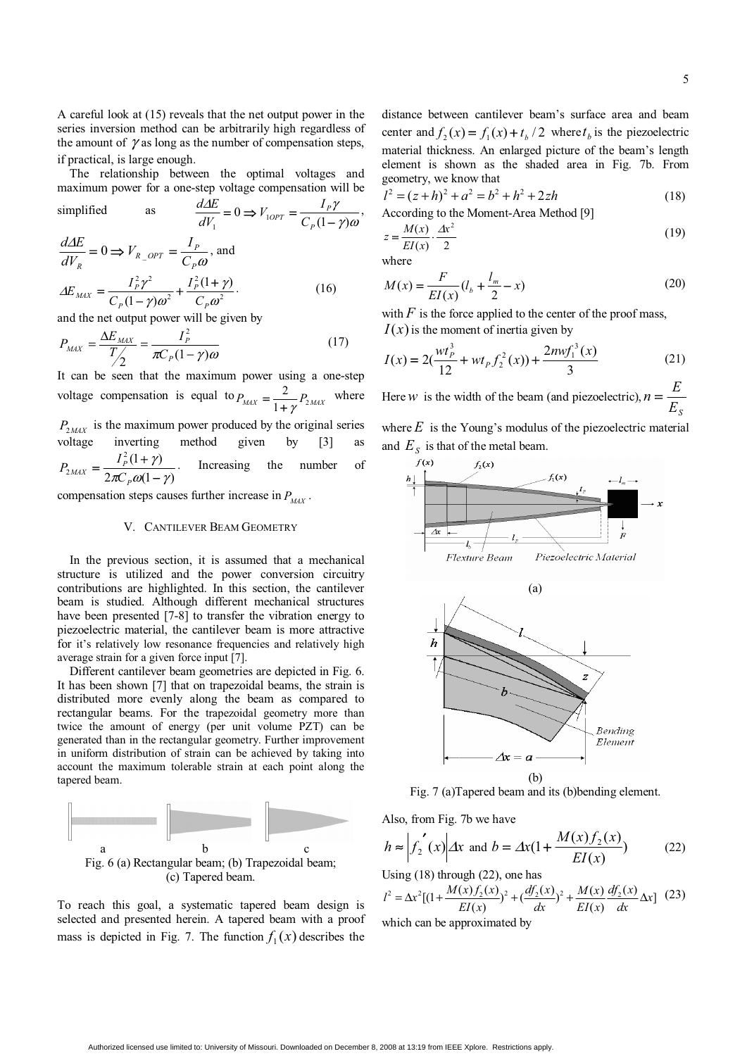A careful look at (15) reveals that the net output power in the series inversion method can be arbitrarily high regardless of the amount of $\gamma$ as long as the number of compensation steps, if practical, is large enough.

The relationship between the optimal voltages and maximum power for a one-step voltage compensation will be simplified as $\frac{d\Delta E}{dV_1} = 0 \Rightarrow V_{1OPT} = \frac{I_P \gamma}{C_P(1-\gamma)\omega}$,

$\frac{d\Delta E}{dV_R} = 0 \Rightarrow V_{R\_OPT} = \frac{I_P}{C_P \omega}$, and

$$\Delta E_{MAX} = \frac{I_P^2 \gamma^2}{C_P(1-\gamma)\omega^2} + \frac{I_P^2(1+\gamma)}{C_P \omega^2}. \tag{16}$$

and the net output power will be given by

$$P_{MAX} = \frac{\Delta E_{MAX}}{T/2} = \frac{I_P^2}{\pi C_P(1-\gamma)\omega} \tag{17}$$

It can be seen that the maximum power using a one-step voltage compensation is equal to $P_{MAX} = \frac{2}{1+\gamma} P_{2MAX}$ where $P_{2MAX}$ is the maximum power produced by the original series voltage inverting method given by [3] as $P_{2MAX} = \frac{I_P^2(1+\gamma)}{2\pi C_P \omega(1-\gamma)}$. Increasing the number of compensation steps causes further increase in $P_{MAX}$.

## V. Cantilever Beam Geometry

In the previous section, it is assumed that a mechanical structure is utilized and the power conversion circuitry contributions are highlighted. In this section, the cantilever beam is studied. Although different mechanical structures have been presented [7-8] to transfer the vibration energy to piezoelectric material, the cantilever beam is more attractive for it's relatively low resonance frequencies and relatively high average strain for a given force input [7].

Different cantilever beam geometries are depicted in Fig. 6. It has been shown [7] that on trapezoidal beams, the strain is distributed more evenly along the beam as compared to rectangular beams. For the trapezoidal geometry more than twice the amount of energy (per unit volume PZT) can be generated than in the rectangular geometry. Further improvement in uniform distribution of strain can be achieved by taking into account the maximum tolerable strain at each point along the tapered beam.

Fig. 6 (a) Rectangular beam; (b) Trapezoidal beam; (c) Tapered beam.

To reach this goal, a systematic tapered beam design is selected and presented herein. A tapered beam with a proof mass is depicted in Fig. 7. The function $f_1(x)$ describes the distance between cantilever beam's surface area and beam center and $f_2(x) = f_1(x) + t_b/2$ where $t_b$ is the piezoelectric material thickness. An enlarged picture of the beam's length element is shown as the shaded area in Fig. 7b. From geometry, we know that

$$l^2 = (z+h)^2 + a^2 = b^2 + h^2 + 2zh \tag{18}$$

According to the Moment-Area Method [9]

$$z = \frac{M(x)}{EI(x)} \cdot \frac{\Delta x^2}{2} \tag{19}$$

where

$$M(x) = \frac{F}{EI(x)}(l_b + \frac{l_m}{2} - x) \tag{20}$$

with $F$ is the force applied to the center of the proof mass, $I(x)$ is the moment of inertia given by

$$I(x) = 2(\frac{wt_P^3}{12} + wt_P f_2^2(x)) + \frac{2nwf_1^3(x)}{3} \tag{21}$$

Here $w$ is the width of the beam (and piezoelectric), $n = \frac{E}{E_S}$ where $E$ is the Young's modulus of the piezoelectric material and $E_S$ is that of the metal beam.

(a)

(b)

Fig. 7 (a)Tapered beam and its (b)bending element.

Also, from Fig. 7b we have

$$h \approx \left| f_2'(x) \right| \Delta x \text{ and } b = \Delta x(1 + \frac{M(x) f_2(x)}{EI(x)}) \tag{22}$$

Using (18) through (22), one has

$$l^2 = \Delta x^2[(1 + \frac{M(x) f_2(x)}{EI(x)})^2 + (\frac{df_2(x)}{dx})^2 + \frac{M(x)}{EI(x)} \frac{df_2(x)}{dx} \Delta x] \tag{23}$$

which can be approximated by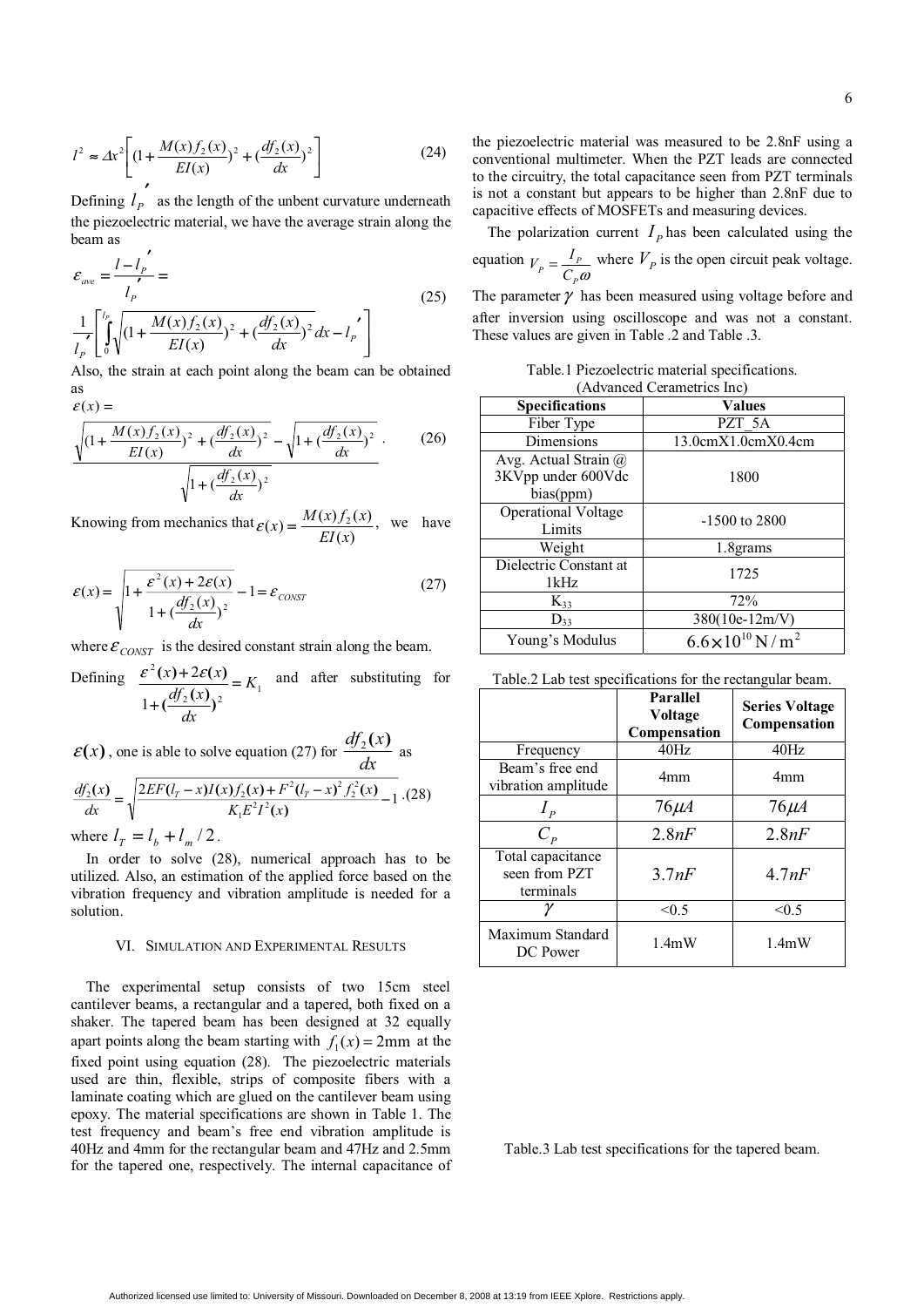$$l^2 \approx \Delta x^2 \left[ (1 + \frac{M(x) f_2(x)}{EI(x)})^2 + (\frac{df_2(x)}{dx})^2 \right] \quad (24)$$

Defining $l_P'$ as the length of the unbent curvature underneath the piezoelectric material, we have the average strain along the beam as

$$\varepsilon_{ave} = \frac{l - l_P'}{l_P'} = \frac{1}{l_P'} \left[ \int_0^{l_P} \sqrt{(1 + \frac{M(x) f_2(x)}{EI(x)})^2 + (\frac{df_2(x)}{dx})^2} dx - l_P' \right] \quad (25)$$

Also, the strain at each point along the beam can be obtained as

$$\varepsilon(x) = \frac{\sqrt{(1 + \frac{M(x) f_2(x)}{EI(x)})^2 + (\frac{df_2(x)}{dx})^2} - \sqrt{1 + (\frac{df_2(x)}{dx})^2}}{\sqrt{1 + (\frac{df_2(x)}{dx})^2}}. \quad (26)$$

Knowing from mechanics that $\varepsilon(x) = \frac{M(x) f_2(x)}{EI(x)}$, we have

$$\varepsilon(x) = \sqrt{1 + \frac{\varepsilon^2(x) + 2\varepsilon(x)}{1 + (\frac{df_2(x)}{dx})^2}} - 1 = \varepsilon_{CONST} \quad (27)$$

where $\varepsilon_{CONST}$ is the desired constant strain along the beam.

Defining $\frac{\varepsilon^2(x) + 2\varepsilon(x)}{1 + (\frac{df_2(x)}{dx})^2} = K_1$ and after substituting for $\varepsilon(x)$, one is able to solve equation (27) for $\frac{df_2(x)}{dx}$ as

$$\frac{df_2(x)}{dx} = \sqrt{\frac{2EF(l_T - x)I(x) f_2(x) + F^2 (l_T - x)^2 f_2^2(x)}{K_1 E^2 I^2(x)} - 1} \quad (28)$$

where $l_T = l_b + l_m / 2$.

In order to solve (28), numerical approach has to be utilized. Also, an estimation of the applied force based on the vibration frequency and vibration amplitude is needed for a solution.

## VI. Simulation and Experimental Results

The experimental setup consists of two 15cm steel cantilever beams, a rectangular and a tapered, both fixed on a shaker. The tapered beam has been designed at 32 equally apart points along the beam starting with $f_1(x) = 2\text{mm}$ at the fixed point using equation (28). The piezoelectric materials used are thin, flexible, strips of composite fibers with a laminate coating which are glued on the cantilever beam using epoxy. The material specifications are shown in Table 1. The test frequency and beam's free end vibration amplitude is 40Hz and 4mm for the rectangular beam and 47Hz and 2.5mm for the tapered one, respectively. The internal capacitance of the piezoelectric material was measured to be 2.8nF using a conventional multimeter. When the PZT leads are connected to the circuitry, the total capacitance seen from PZT terminals is not a constant but appears to be higher than 2.8nF due to capacitive effects of MOSFETs and measuring devices.

The polarization current $I_P$ has been calculated using the equation $V_P = \frac{I_P}{C_P \omega}$ where $V_P$ is the open circuit peak voltage.

The parameter $\gamma$ has been measured using voltage before and after inversion using oscilloscope and was not a constant. These values are given in Table .2 and Table .3.

Table.1 Piezoelectric material specifications. (Advanced Cerametrics Inc)

| Specifications | Values |
|---|---|
| Fiber Type | PZT_5A |
| Dimensions | 13.0cmX1.0cmX0.4cm |
| Avg. Actual Strain @ 3KVpp under 600Vdc bias(ppm) | 1800 |
| Operational Voltage Limits | -1500 to 2800 |
| Weight | 1.8grams |
| Dielectric Constant at 1kHz | 1725 |
| $K_{33}$ | 72% |
| $D_{33}$ | 380(10e-12m/V) |
| Young's Modulus | $6.6 \times 10^{10}\, \text{N}/\text{m}^2$ |

Table.2 Lab test specifications for the rectangular beam.

| | Parallel Voltage Compensation | Series Voltage Compensation |
|---|---|---|
| Frequency | 40Hz | 40Hz |
| Beam's free end vibration amplitude | 4mm | 4mm |
| $I_P$ | $76\mu A$ | $76\mu A$ |
| $C_P$ | $2.8nF$ | $2.8nF$ |
| Total capacitance seen from PZT terminals | $3.7nF$ | $4.7nF$ |
| $\gamma$ | <0.5 | <0.5 |
| Maximum Standard DC Power | 1.4mW | 1.4mW |

Table.3 Lab test specifications for the tapered beam.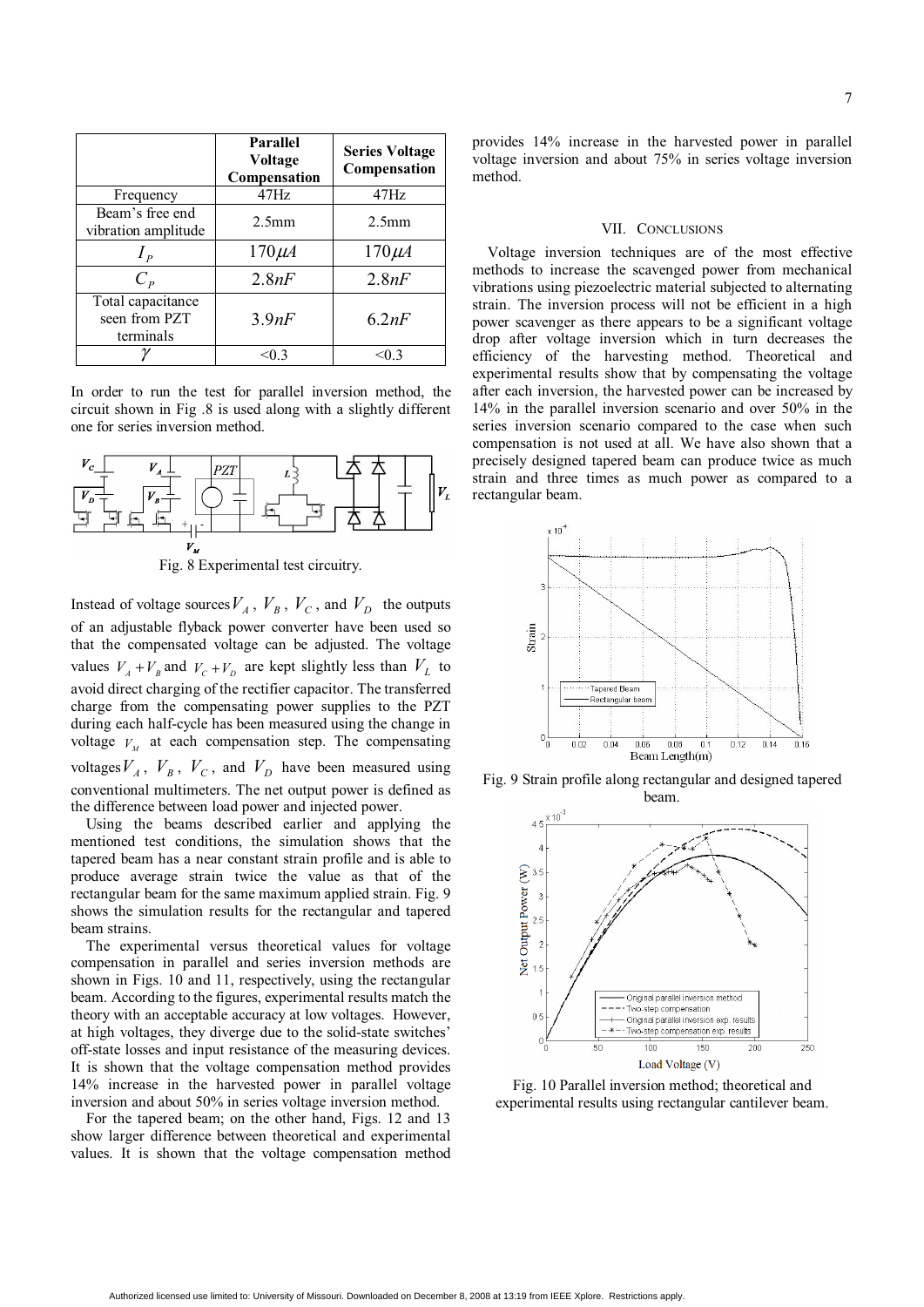|  | Parallel Voltage Compensation | Series Voltage Compensation |
|---|---|---|
| Frequency | 47Hz | 47Hz |
| Beam's free end vibration amplitude | 2.5mm | 2.5mm |
| $I_P$ | $170\mu A$ | $170\mu A$ |
| $C_P$ | $2.8nF$ | $2.8nF$ |
| Total capacitance seen from PZT terminals | $3.9nF$ | $6.2nF$ |
| $\gamma$ | <0.3 | <0.3 |

In order to run the test for parallel inversion method, the circuit shown in Fig .8 is used along with a slightly different one for series inversion method.

Fig. 8 Experimental test circuitry.

Instead of voltage sources $V_A$, $V_B$, $V_C$, and $V_D$ the outputs of an adjustable flyback power converter have been used so that the compensated voltage can be adjusted. The voltage values $V_A + V_B$ and $V_C + V_D$ are kept slightly less than $V_L$ to avoid direct charging of the rectifier capacitor. The transferred charge from the compensating power supplies to the PZT during each half-cycle has been measured using the change in voltage $V_M$ at each compensation step. The compensating voltages $V_A$, $V_B$, $V_C$, and $V_D$ have been measured using conventional multimeters. The net output power is defined as the difference between load power and injected power.

Using the beams described earlier and applying the mentioned test conditions, the simulation shows that the tapered beam has a near constant strain profile and is able to produce average strain twice the value as that of the rectangular beam for the same maximum applied strain. Fig. 9 shows the simulation results for the rectangular and tapered beam strains.

The experimental versus theoretical values for voltage compensation in parallel and series inversion methods are shown in Figs. 10 and 11, respectively, using the rectangular beam. According to the figures, experimental results match the theory with an acceptable accuracy at low voltages. However, at high voltages, they diverge due to the solid-state switches' off-state losses and input resistance of the measuring devices. It is shown that the voltage compensation method provides 14% increase in the harvested power in parallel voltage inversion and about 50% in series voltage inversion method.

For the tapered beam; on the other hand, Figs. 12 and 13 show larger difference between theoretical and experimental values. It is shown that the voltage compensation method provides 14% increase in the harvested power in parallel voltage inversion and about 75% in series voltage inversion method.

## VII. Conclusions

Voltage inversion techniques are of the most effective methods to increase the scavenged power from mechanical vibrations using piezoelectric material subjected to alternating strain. The inversion process will not be efficient in a high power scavenger as there appears to be a significant voltage drop after voltage inversion which in turn decreases the efficiency of the harvesting method. Theoretical and experimental results show that by compensating the voltage after each inversion, the harvested power can be increased by 14% in the parallel inversion scenario and over 50% in the series inversion scenario compared to the case when such compensation is not used at all. We have also shown that a precisely designed tapered beam can produce twice as much strain and three times as much power as compared to a rectangular beam.

Fig. 9 Strain profile along rectangular and designed tapered beam.

Fig. 10 Parallel inversion method; theoretical and experimental results using rectangular cantilever beam.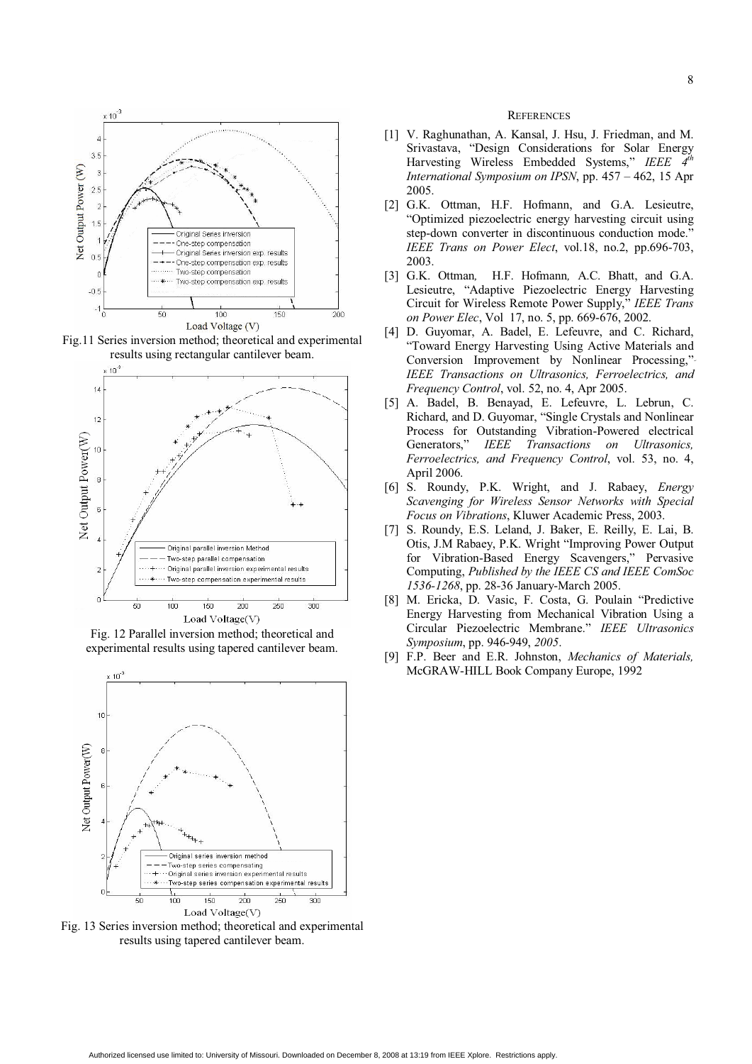x 10^-3

Net Output Power (W)

4
3.5
3
2.5
2
1.5
1
0.5
0
-0.5
-1

0 50 100 150 200

Load Voltage (V)

Original Series inversion
One-step compensation
Original Series inversion exp. results
One-step compensation exp. results
Two-step compensation
Two-step compensation exp. results

Fig.11 Series inversion method; theoretical and experimental results using rectangular cantilever beam.

x 10^-3

Net Output Power(W)

14
12
10
8
6
4
2
0

50 100 150 200 250 300

Load Voltage(V)

Original parallel inversion Method
Two-step parallel compensation
Original parallel inversion experimental results
Two-step compensation experimental results

Fig. 12 Parallel inversion method; theoretical and experimental results using tapered cantilever beam.

x 10^-3

Net Output Power(W)

10
8
6
4
2
0

50 100 150 200 250 300

Load Voltage(V)

Original series inversion method
Two-step series compensating
Original series inversion experimental results
Two-step series compensation experimental results

Fig. 13 Series inversion method; theoretical and experimental results using tapered cantilever beam.

## References

[1] V. Raghunathan, A. Kansal, J. Hsu, J. Friedman, and M. Srivastava, "Design Considerations for Solar Energy Harvesting Wireless Embedded Systems," *IEEE 4th International Symposium on IPSN*, pp. 457 – 462, 15 Apr 2005.

[2] G.K. Ottman, H.F. Hofmann, and G.A. Lesieutre, "Optimized piezoelectric energy harvesting circuit using step-down converter in discontinuous conduction mode." *IEEE Trans on Power Elect*, vol.18, no.2, pp.696-703, 2003.

[3] G.K. Ottman, H.F. Hofmann, A.C. Bhatt, and G.A. Lesieutre, "Adaptive Piezoelectric Energy Harvesting Circuit for Wireless Remote Power Supply," *IEEE Trans on Power Elec*, Vol 17, no. 5, pp. 669-676, 2002.

[4] D. Guyomar, A. Badel, E. Lefeuvre, and C. Richard, "Toward Energy Harvesting Using Active Materials and Conversion Improvement by Nonlinear Processing," *IEEE Transactions on Ultrasonics, Ferroelectrics, and Frequency Control*, vol. 52, no. 4, Apr 2005.

[5] A. Badel, B. Benayad, E. Lefeuvre, L. Lebrun, C. Richard, and D. Guyomar, "Single Crystals and Nonlinear Process for Outstanding Vibration-Powered electrical Generators," *IEEE Transactions on Ultrasonics, Ferroelectrics, and Frequency Control*, vol. 53, no. 4, April 2006.

[6] S. Roundy, P.K. Wright, and J. Rabaey, *Energy Scavenging for Wireless Sensor Networks with Special Focus on Vibrations*, Kluwer Academic Press, 2003.

[7] S. Roundy, E.S. Leland, J. Baker, E. Reilly, E. Lai, B. Otis, J.M Rabaey, P.K. Wright "Improving Power Output for Vibration-Based Energy Scavengers," Pervasive Computing, *Published by the IEEE CS and IEEE ComSoc 1536-1268*, pp. 28-36 January-March 2005.

[8] M. Ericka, D. Vasic, F. Costa, G. Poulain "Predictive Energy Harvesting from Mechanical Vibration Using a Circular Piezoelectric Membrane." *IEEE Ultrasonics Symposium*, pp. 946-949, *2005*.

[9] F.P. Beer and E.R. Johnston, *Mechanics of Materials,* McGRAW-HILL Book Company Europe, 1992